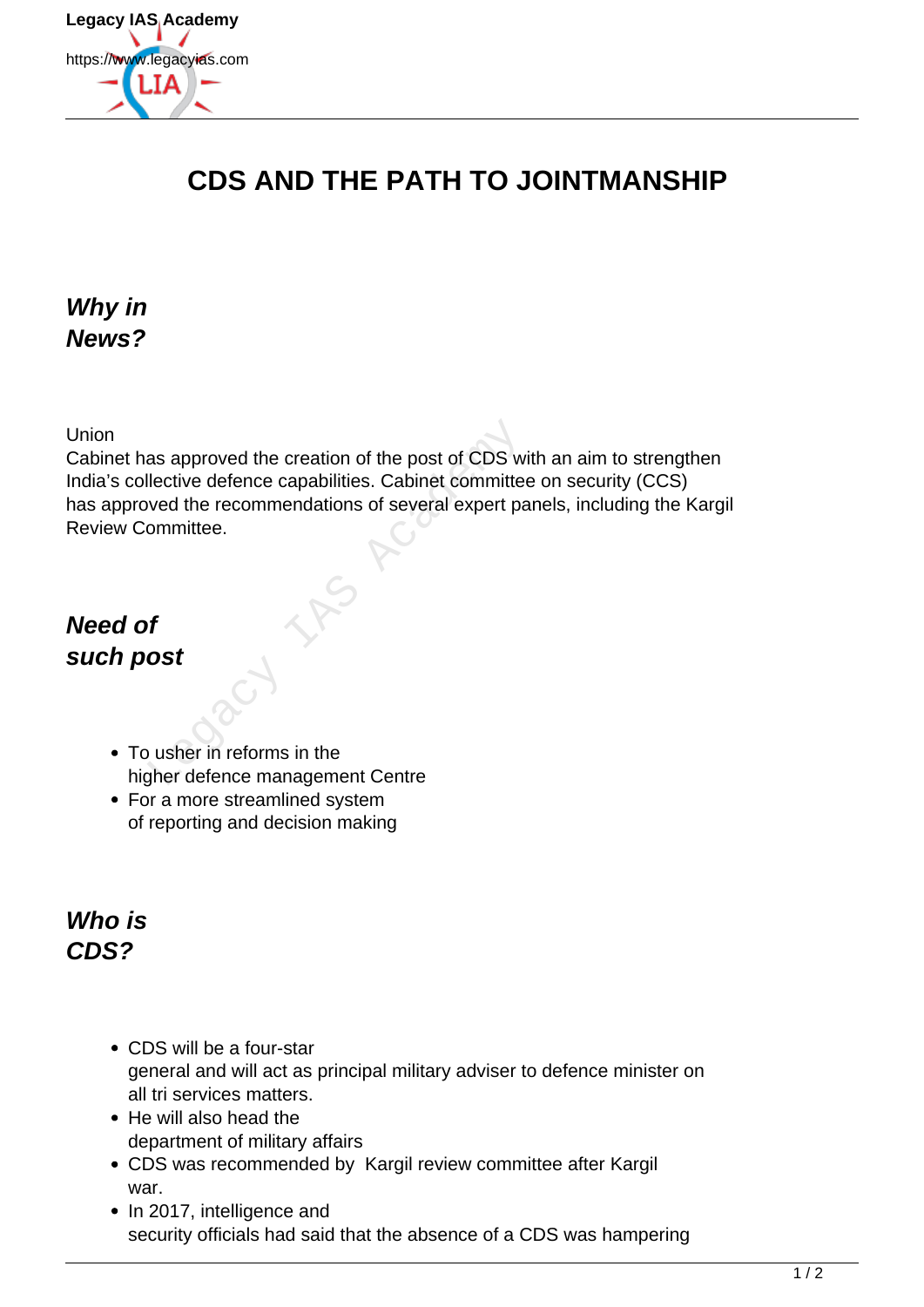# CDS AND THE PATH TO JOINTMANSHIP

### *Why in News?*

Union Cabinet has approved the creation of the post of CDS with an aim to strengthen India's collective defence capabilities. Cabinet committee on security (CCS) has approved the recommendations of several expert panels, including the Kargil Review Committee.

### *Need of such post*

- To usher in reforms in the higher defence management Centre
- For a more streamlined system of reporting and decision making

### *Who is CDS?*

- CDS will be a four-star general and will act as principal military adviser to defence minister on all tri services matters.
- He will also head the department of military affairs
- CDS was recommended by Kargil review committee after Kargil war.
- In 2017, intelligence and security officials had said that the absence of a CDS was hampering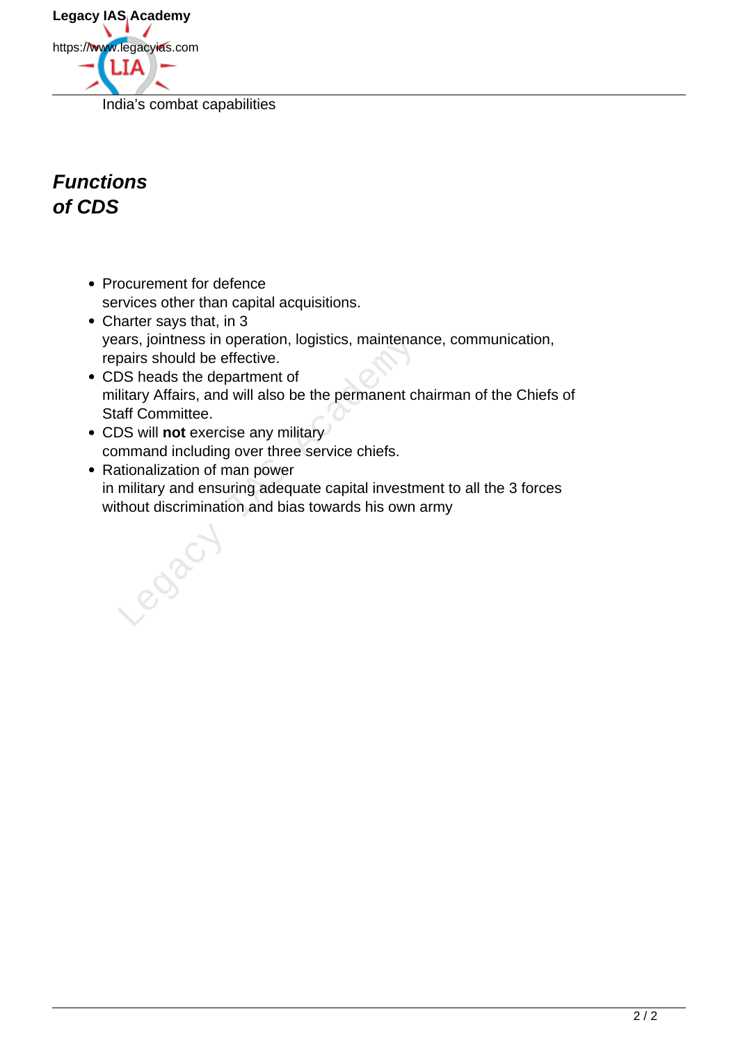India's combat capabilities

## *Functions of CDS*

- Procurement for defence services other than capital acquisitions.
- Charter says that, in 3 years, jointness in operation, logistics, maintenance, communication, repairs should be effective.
- CDS heads the department of military Affairs, and will also be the permanent chairman of the Chiefs of Staff Committee.
- CDS will **not** exercise any military command including over three service chiefs.
- Rationalization of man power in military and ensuring adequate capital investment to all the 3 forces without discrimination and bias towards his own army